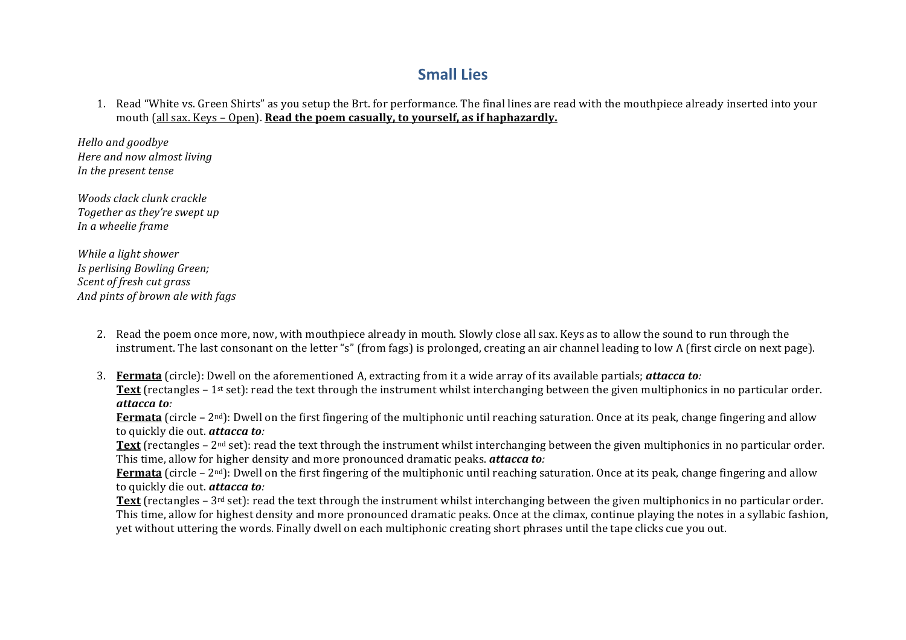# Small Lies

1. Read "White vs. Green Shirts" as you setup the Brt. for performance. The final lines are read with the mouthpiece already inserted into your mouth (<u>all sax. Keys – Open</u>). **<u>Read the poem casually, to yourself, as if haphazardly.</u>**

*Hello and goodbye*
*Here and now almost living*
*In the present tense*

*Woods clack clunk crackle*
*Together as they're swept up*
*In a wheelie frame*

*While a light shower*
*Is perlising Bowling Green;*
*Scent of fresh cut grass*
*And pints of brown ale with fags*

2. Read the poem once more, now, with mouthpiece already in mouth. Slowly close all sax. Keys as to allow the sound to run through the instrument. The last consonant on the letter "s" (from fags) is prolonged, creating an air channel leading to low A (first circle on next page).

3. **<u>Fermata</u>** (circle): Dwell on the aforementioned A, extracting from it a wide array of its available partials; ***attacca to:***
   **<u>Text</u>** (rectangles – 1st set): read the text through the instrument whilst interchanging between the given multiphonics in no particular order. ***attacca to:***
   **<u>Fermata</u>** (circle – 2nd): Dwell on the first fingering of the multiphonic until reaching saturation. Once at its peak, change fingering and allow to quickly die out. ***attacca to:***
   **<u>Text</u>** (rectangles – 2nd set): read the text through the instrument whilst interchanging between the given multiphonics in no particular order. This time, allow for higher density and more pronounced dramatic peaks. ***attacca to:***
   **<u>Fermata</u>** (circle – 2nd): Dwell on the first fingering of the multiphonic until reaching saturation. Once at its peak, change fingering and allow to quickly die out. ***attacca to:***
   **<u>Text</u>** (rectangles – 3rd set): read the text through the instrument whilst interchanging between the given multiphonics in no particular order. This time, allow for highest density and more pronounced dramatic peaks. Once at the climax, continue playing the notes in a syllabic fashion, yet without uttering the words. Finally dwell on each multiphonic creating short phrases until the tape clicks cue you out.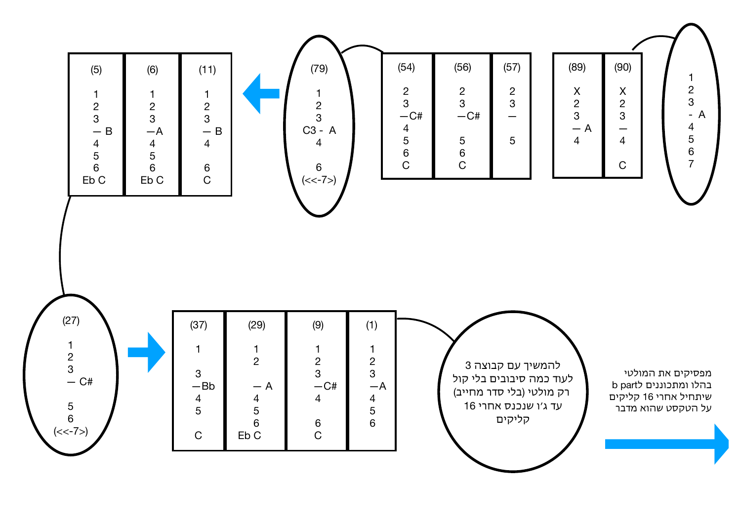(5)
1
2
3
— B
4
5
6
Eb C

(6)
1
2
3
—A
4
5
6
Eb C

(11)
1
2
3
— B
4

6
C

(79)
1
2
3
C3 - A
4

6
(<<-7>)

(54)
2
3
—C#
4
5
6
C

(56)
2
3
—C#

5
6
C

(57)
2
3
—

5

(89)
X
2
3
— A
4

(90)
X
2
3
—
4

C

1
2
3
- A
4
5
6
7

(27)
1
2
3
— C#

5
6
(<<-7>)

(37)
1

3
—Bb
4
5

C

(29)
1
2

— A
4
5
6
Eb C

(9)
1
2
3
—C#
4

6
C

(1)
1
2
3
—A
4
5
6

להמשיך עם קבוצה 3 לעוד כמה סיבובים בלי קול רק מולטי (בלי סדר מחייב) עד ג׳ו שנכנס אחרי 16 קליקים

מפסיקים את המולטי בהלו ומתכוננים לb part שיתחיל אחרי 16 קליקים על הטקסט שהוא מדבר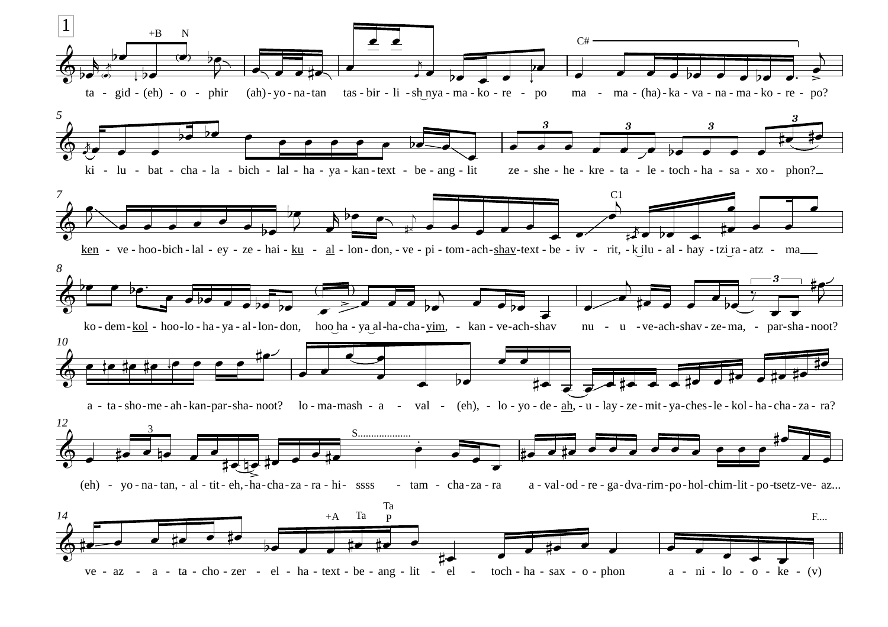1

+B N

ta - gid - (eh) - o - phir (ah) - yo - na - tan tas - bir - li - sh nya - ma - ko - re - po ma - ma - (ha) - ka - va - na - ma - ko - re - po?

C#

5

ki - lu - bat - cha - la - bich - lal - ha - ya - kan - text - be - ang - lit ze - she - he - kre - ta - le - toch - ha - sa - xo - phon?

7

C1

ken - ve - hoo - bich - lal - ey - ze - hai - ku - al - lon - don, - ve - pi - tom - ach - shav - text - be - iv - rit, - k ilu - al - hay - tzi ra - atz - ma

8

ko - dem - kol - hoo - lo - ha - ya - al - lon - don, hoo ha - ya al - ha - cha - yim, - kan - ve - ach - shav nu - u - ve - ach - shav - ze - ma, - par - sha - noot?

10

a - ta - sho - me - ah - kan - par - sha - noot? lo - ma - mash - a - val - (eh), - lo - yo - de - ah, - u - lay - ze - mit - ya - ches - le - kol - ha - cha - za - ra?

12

S...................

(eh) - yo - na - tan, - al - tit - eh, - ha - cha - za - ra - hi - ssss - tam - cha - za - ra a - val - od - re - ga - dva - rim - po - hol - chim - lit - po - tsetz - ve - az...

14

+A Ta Ta P F....

ve - az - a - ta - cho - zer - el - ha - text - be - ang - lit - el - toch - ha - sax - o - phon a - ni - lo - o - ke - (v)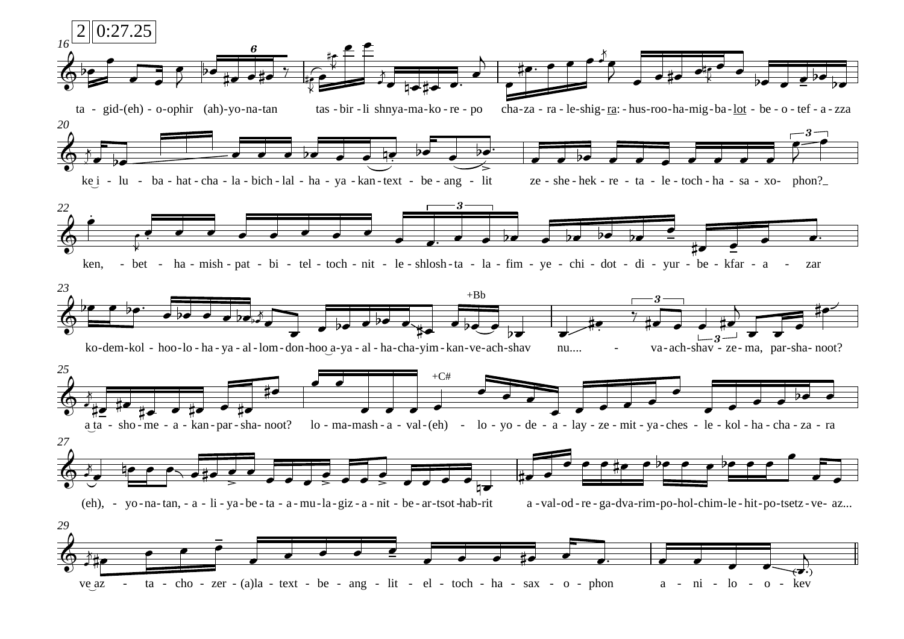2 0:27.25

16

ta - gid-(eh) - o-ophir (ah)-yo-na-tan tas - bir - li shnya-ma-ko - re - po cha-za - ra - le-shig- ra: - hus-roo-ha-mig - ba - lot - be - o - tef - a - zza

20

ke i - lu - ba - hat - cha - la - bich - lal - ha - ya - kan - text - be - ang - lit ze - she - hek - re - ta - le - toch - ha - sa - xo- phon?

22

ken, - bet - ha - mish - pat - bi - tel - toch - nit - le - shlosh - ta - la - fim - ye - chi - dot - di - yur - be - kfar - a - zar

23

+Bb

ko-dem-kol - hoo-lo - ha - ya - al - lom - don-hoo a-ya - al - ha-cha-yim - kan-ve-ach-shav nu.... - va - ach-shav - ze - ma, par-sha- noot?

25

+C#

a ta - sho - me - a - kan - par - sha- noot? lo - ma-mash - a - val - (eh) - lo - yo - de - a - lay - ze - mit - ya - ches - le - kol - ha - cha - za - ra

27

(eh), - yo - na- tan, - a - li - ya - be - ta - a - mu - la - giz - a - nit - be - ar - tsot-hab-rit a - val - od - re - ga-dva-rim-po-hol-chim-le - hit - po - tsetz - ve- az...

29

ve az - ta - cho - zer - (a)la - text - be - ang - lit - el - toch - ha - sax - o - phon a - ni - lo - o - kev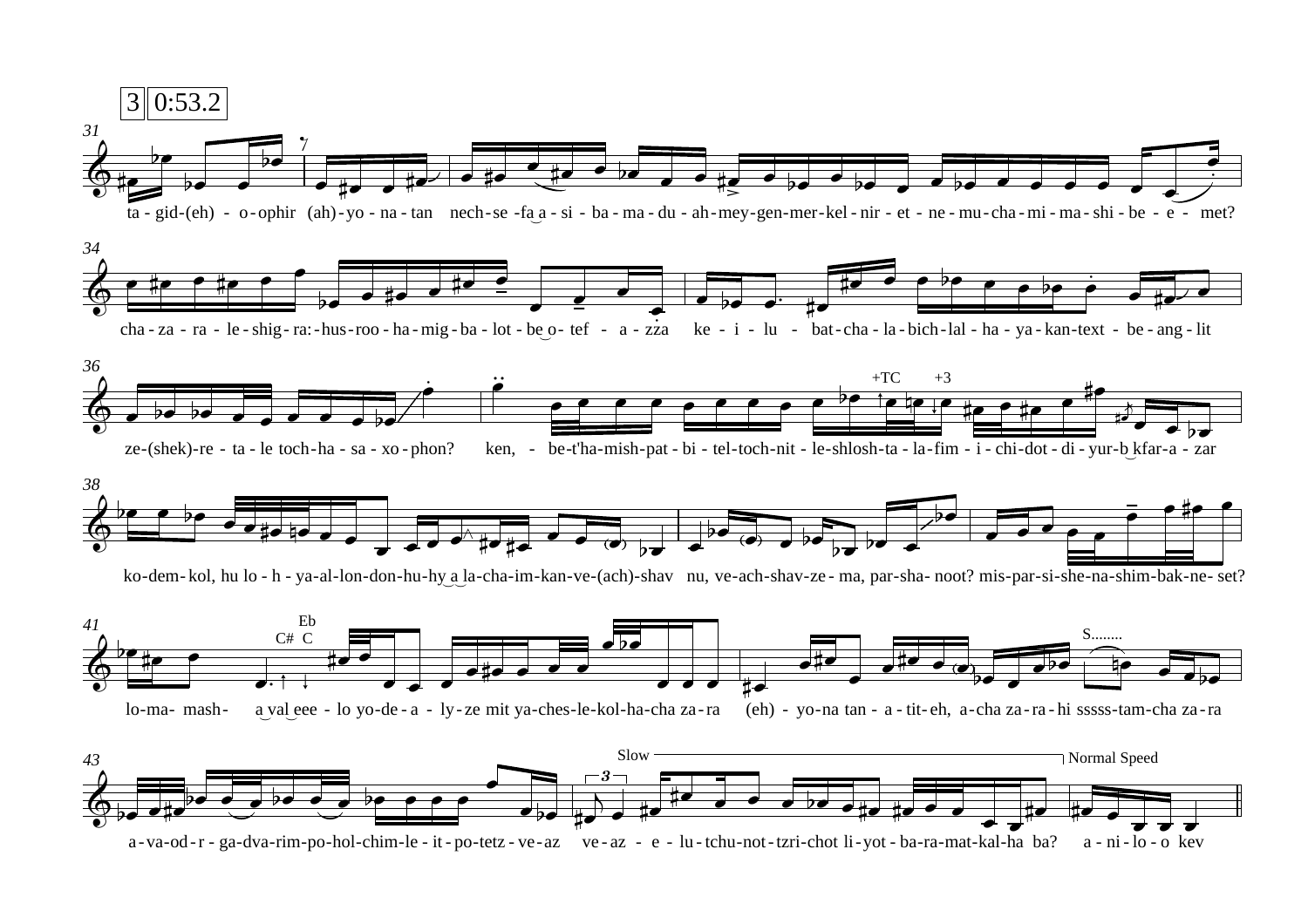3 0:53.2

31

ta - gid-(eh) - o-ophir (ah)-yo - na - tan nech-se -fa a - si - ba - ma - du - ah-mey-gen-mer-kel - nir - et - ne - mu-cha - mi - ma - shi - be - e - met?

34

cha - za - ra - le - shig - ra: - hus - roo - ha - mig - ba - lot - be o - tef - a - zza ke - i - lu - bat - cha - la - bich - lal - ha - ya - kan-text - be - ang - lit

36

+TC +3

ze-(shek)-re - ta - le toch - ha - sa - xo - phon? ken, - be-t'ha-mish-pat - bi - tel-toch-nit - le-shlosh-ta - la - fim - i - chi-dot - di - yur-b kfar-a - zar

38

ko-dem- kol, hu lo - h - ya-al-lon-don-hu-hy a la-cha-im-kan-ve-(ach)-shav nu, ve-ach-shav-ze - ma, par-sha- noot? mis-par-si-she-na-shim-bak-ne- set?

41

Eb
C# C

S........

lo-ma- mash- a val eee - lo yo-de - a - ly - ze mit ya-ches-le-kol-ha-cha za - ra (eh) - yo-na tan - a - tit- eh, a-cha za - ra - hi sssss-tam-cha za - ra

43

Slow — Normal Speed

3

a - va-od - r - ga-dva-rim-po-hol-chim-le - it - po-tetz - ve - az ve - az - e - lu - tchu-not - tzri-chot li - yot - ba-ra-mat-kal-ha ba? a - ni - lo - o kev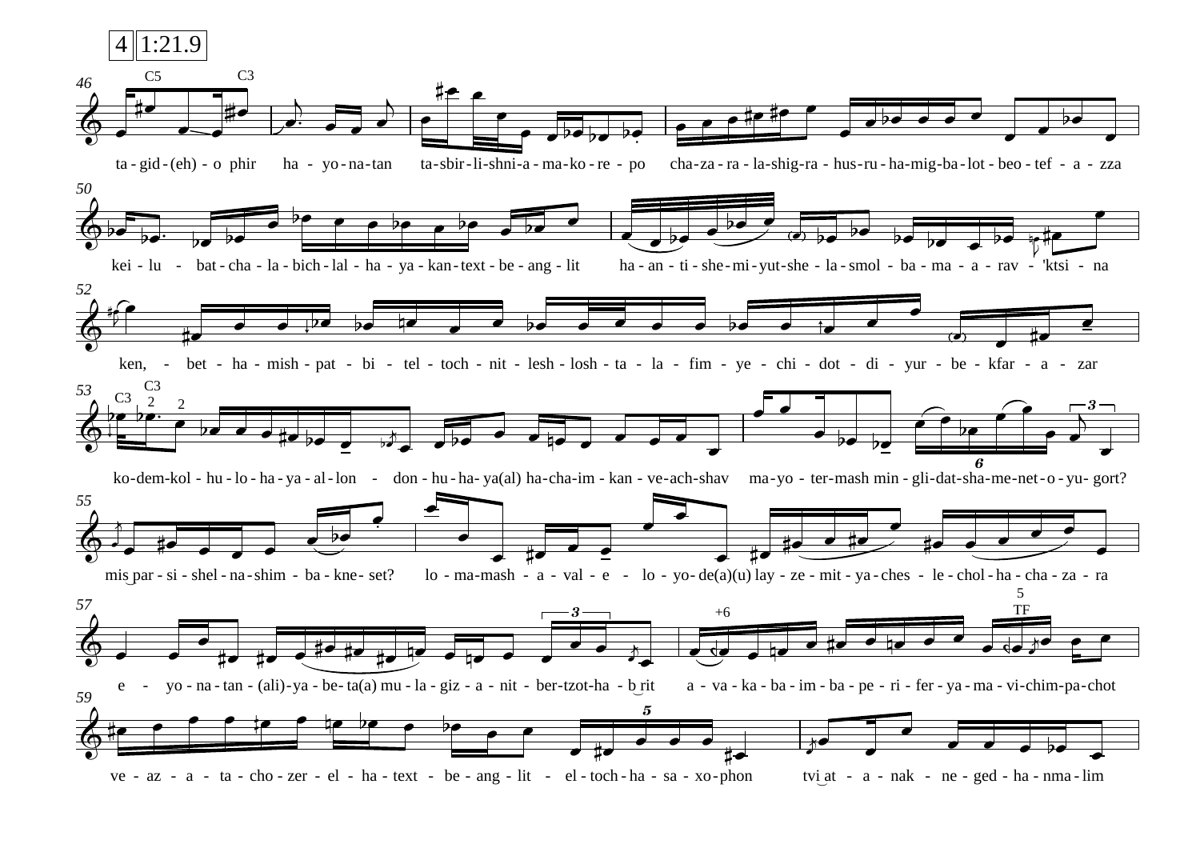4 | 1:21.9

46

ta - gid - (eh) - o phir ha - yo - na - tan ta - sbir - li - shni - a - ma - ko - re - po cha - za - ra - la - shig - ra - hus - ru - ha - mig - ba - lot - beo - tef - a - zza

50

kei - lu - bat - cha - la - bich - lal - ha - ya - kan - text - be - ang - lit ha - an - ti - she - mi - yut - she - la - smol - ba - ma - a - rav - 'ktsi - na

52

ken, - bet - ha - mish - pat - bi - tel - toch - nit - lesh - losh - ta - la - fim - ye - chi - dot - di - yur - be - kfar - a - zar

53

ko - dem - kol - hu - lo - ha - ya - al - lon - don - hu - ha - ya(al) ha - cha - im - kan - ve - ach - shav ma - yo - ter - mash min - gli - dat - sha - me - net - o - yu - gort?

55

mis par - si - shel - na - shim - ba - kne - set? lo - ma - mash - a - val - e - lo - yo - de(a)(u) lay - ze - mit - ya - ches - le - chol - ha - cha - za - ra

57

e - yo - na - tan - (ali) - ya - be - ta(a) mu - la - giz - a - nit - ber - tzot - ha - b rit a - va - ka - ba - im - ba - pe - ri - fer - ya - ma - vi - chim - pa - chot

59

ve - az - a - ta - cho - zer - el - ha - text - be - ang - lit - el - toch - ha - sa - xo - phon tvi at - a - nak - ne - ged - ha - nma - lim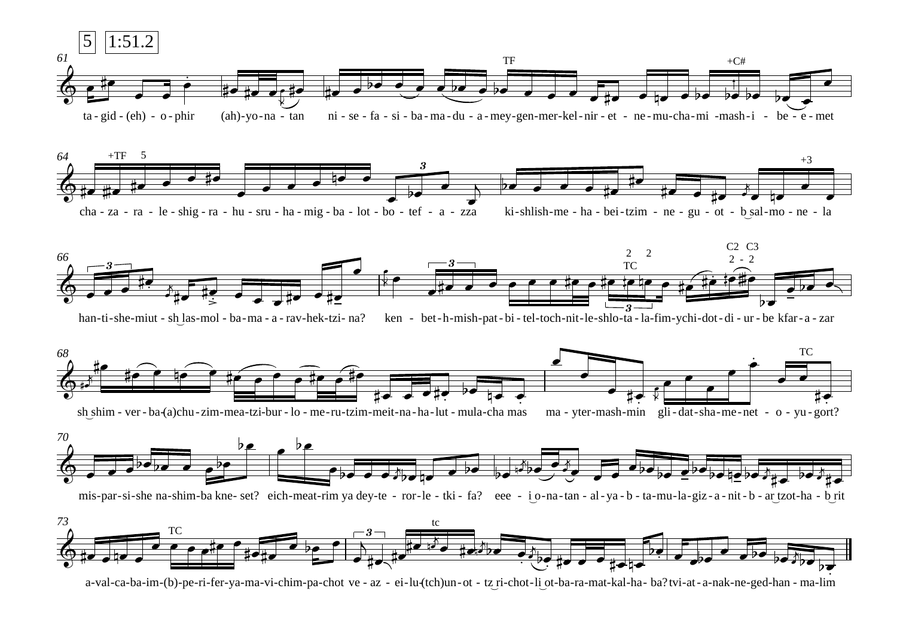5 1:51.2

61

ta - gid - (eh) - o - phir (ah)-yo-na - tan ni - se - fa - si - ba - ma - du - a - mey-gen-mer-kel-nir - et - ne - mu-cha-mi -mash-i - be - e - met

64

cha - za - ra - le - shig - ra - hu - sru - ha - mig - ba - lot - bo - tef - a - zza ki-shlish-me - ha - bei - tzim - ne - gu - ot - b sal-mo - ne - la

66

han-ti-she-miut - sh las-mol - ba - ma - a - rav-hek-tzi- na? ken - bet - h-mish-pat - bi - tel-toch-nit-le-shlo-ta - la-fim-ychi-dot - di - ur - be kfar - a - zar

68

sh shim - ver - ba-(a)chu - zim-mea-tzi-bur - lo - me-ru-tzim-meit-na-ha-lut - mula-cha mas ma - yter-mash-min gli - dat-sha-me-net - o - yu - gort?

70

mis-par-si-she na-shim-ba kne- set? eich-meat-rim ya dey-te - ror-le - tki - fa? eee - i o-na-tan - al - ya - b - ta-mu-la-giz - a - nit - b - ar tzot-ha - b rit

73

a-val-ca-ba-im-(b)-pe-ri-fer-ya-ma-vi-chim-pa-chot ve - az - ei-lu-(tch)un - ot - tz ri-chot-li ot-ba-ra-mat-kal-ha- ba? tvi-at - a-nak-ne-ged-han - ma-lim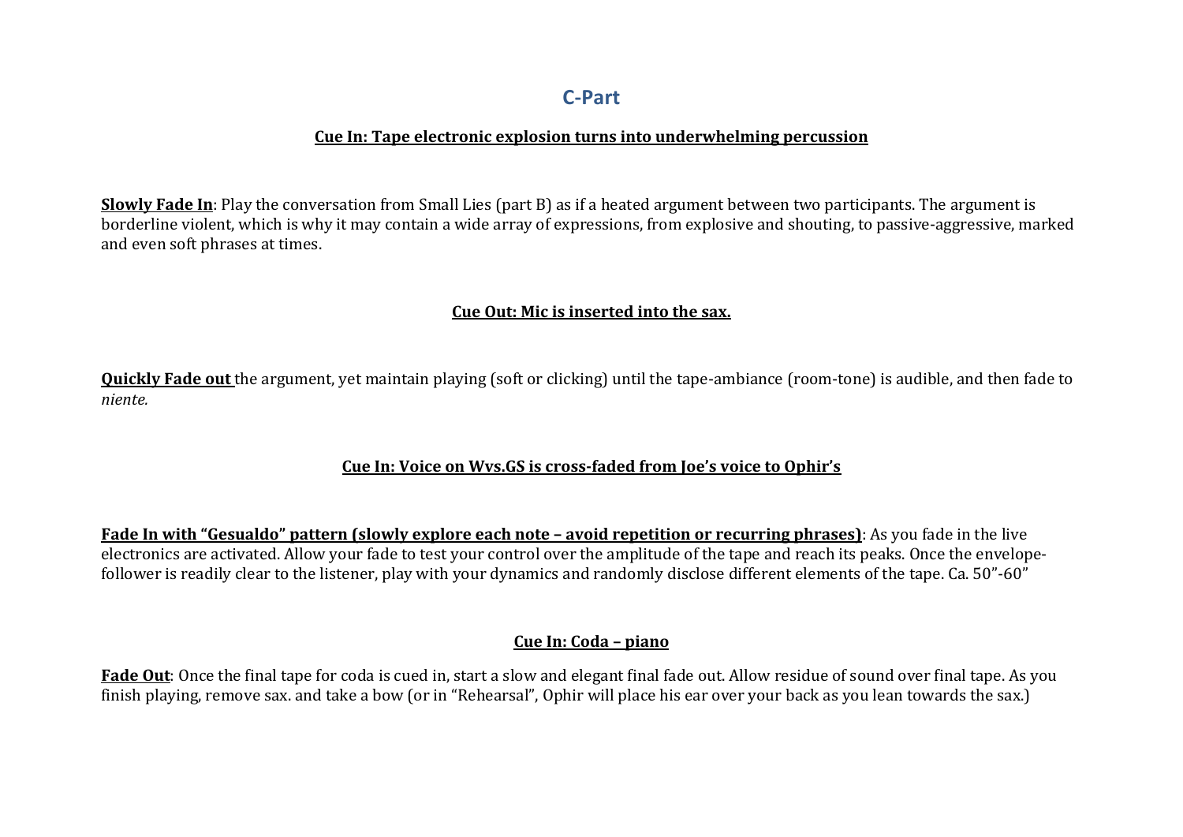## C-Part

**Cue In: Tape electronic explosion turns into underwhelming percussion**

**Slowly Fade In**: Play the conversation from Small Lies (part B) as if a heated argument between two participants. The argument is borderline violent, which is why it may contain a wide array of expressions, from explosive and shouting, to passive-aggressive, marked and even soft phrases at times.

**Cue Out: Mic is inserted into the sax.**

**Quickly Fade out** the argument, yet maintain playing (soft or clicking) until the tape-ambiance (room-tone) is audible, and then fade to *niente.*

**Cue In: Voice on Wvs.GS is cross-faded from Joe's voice to Ophir's**

**Fade In with "Gesualdo" pattern (slowly explore each note – avoid repetition or recurring phrases)**: As you fade in the live electronics are activated. Allow your fade to test your control over the amplitude of the tape and reach its peaks. Once the envelope-follower is readily clear to the listener, play with your dynamics and randomly disclose different elements of the tape. Ca. 50"-60"

**Cue In: Coda – piano**

**Fade Out**: Once the final tape for coda is cued in, start a slow and elegant final fade out. Allow residue of sound over final tape. As you finish playing, remove sax. and take a bow (or in "Rehearsal", Ophir will place his ear over your back as you lean towards the sax.)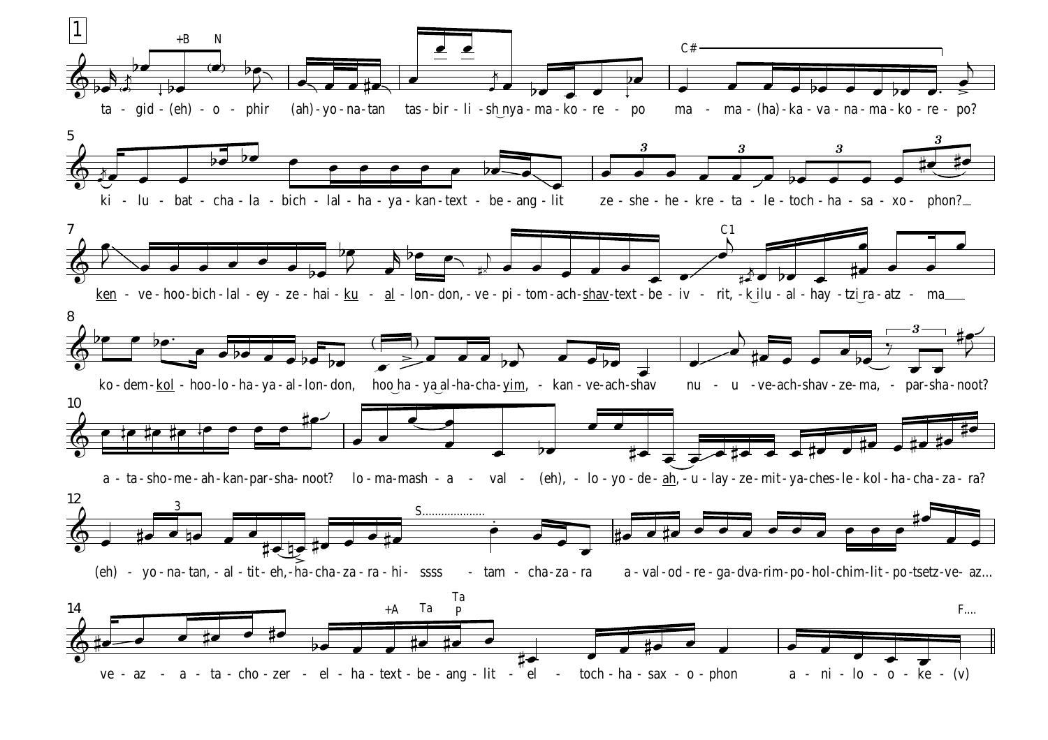1

ta - gid - (eh) - o - phir (ah) - yo - na - tan tas - bir - li - sh nya - ma - ko - re - po ma - ma - (ha) - ka - va - na - ma - ko - re - po?

5

ki - lu - bat - cha - la - bich - lal - ha - ya - kan - text - be - ang - lit ze - she - he - kre - ta - le - toch - ha - sa - xo - phon?

7

ken - ve - hoo - bich - lal - ey - ze - hai - ku - al - lon - don, - ve - pi - tom - ach - shav - text - be - iv - rit, - k ilu - al - hay - tzi ra - atz - ma

8

ko - dem - kol - hoo - lo - ha - ya - al - lon - don, hoo ha - ya al - ha - cha - yim, - kan - ve - ach - shav nu - u - ve - ach - shav - ze - ma, - par - sha - noot?

10

a - ta - sho - me - ah - kan - par - sha - noot? lo - ma - mash - a - val - (eh), - lo - yo - de - ah, - u - lay - ze - mit - ya - ches - le - kol - ha - cha - za - ra?

12

(eh) - yo - na - tan, - al - tit - eh, - ha - cha - za - ra - hi - ssss - tam - cha - za - ra a - val - od - re - ga - dva - rim - po - hol - chim - lit - po - tsetz - ve - az...

14

ve - az - a - ta - cho - zer - el - ha - text - be - ang - lit - el - toch - ha - sax - o - phon a - ni - lo - o - ke - (v)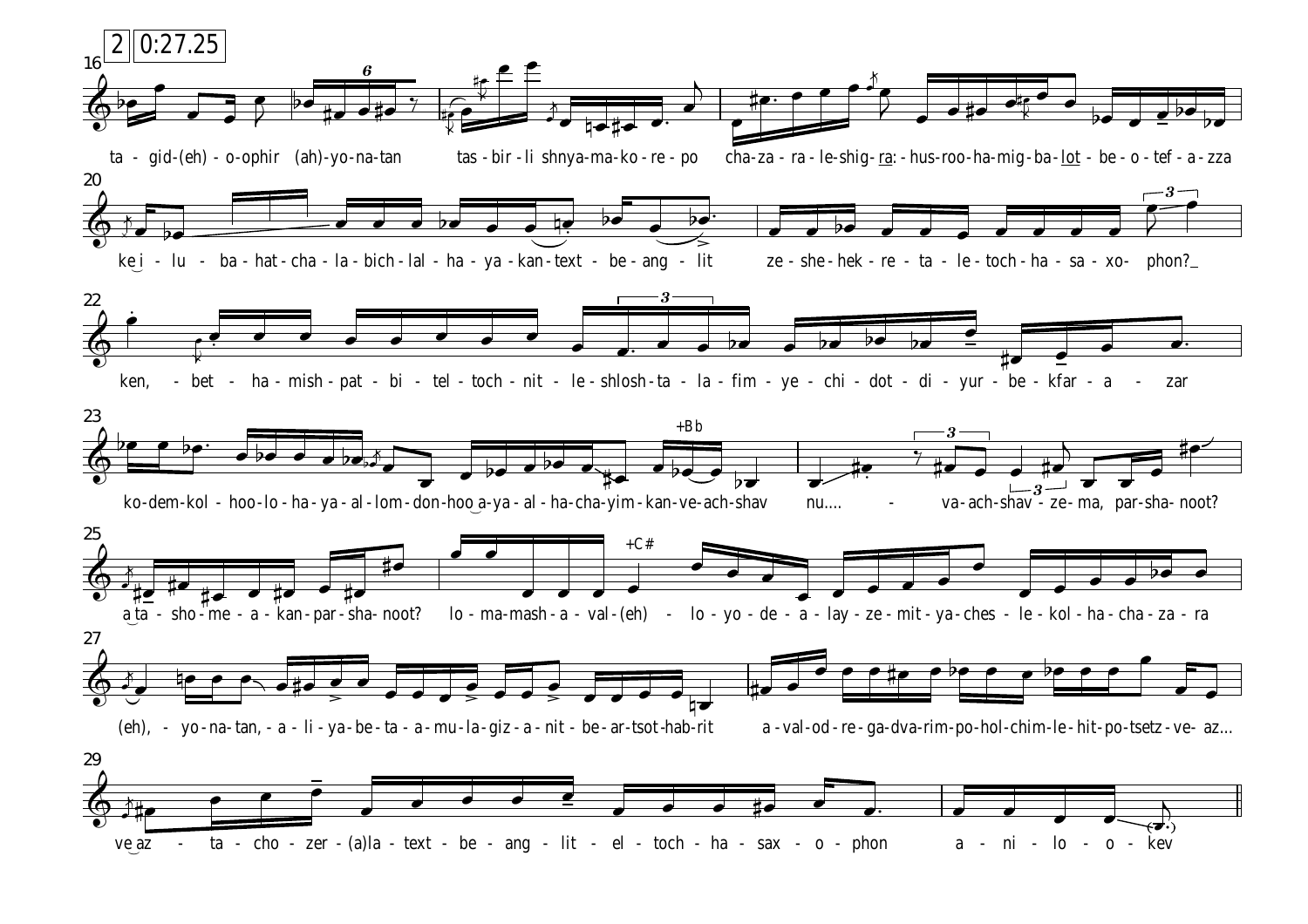2 0:27.25

16

ta - gid-(eh) - o-ophir (ah)-yo-na-tan tas-bir-li shnya-ma-ko-re-po cha-za-ra-le-shig-ra: - hus-roo-ha-mig-ba-lot - be-o-tef-a-zza

20

ke i - lu - ba-hat-cha-la-bich-lal-ha-ya-kan-text - be-ang - lit ze-she-hek-re-ta-le-toch-ha-sa-xo- phon?_

22

ken, - bet - ha-mish-pat-bi-tel-toch-nit - le-shlosh-ta-la-fim-ye-chi-dot-di-yur-be-kfar-a - zar

23

+Bb

ko-dem-kol - hoo-lo-ha-ya-al-lom-don-hoo a-ya-al-ha-cha-yim-kan-ve-ach-shav nu.... - va-ach-shav - ze-ma, par-sha- noot?

25

+C#

a ta - sho-me-a-kan-par-sha- noot? lo-ma-mash-a-val-(eh) - lo-yo-de-a-lay-ze-mit-ya-ches - le-kol-ha-cha-za-ra

27

(eh), - yo-na-tan, - a - li-ya-be-ta-a-mu-la-giz-a-nit - be-ar-tsot-hab-rit a-val-od-re-ga-dva-rim-po-hol-chim-le-hit-po-tsetz-ve- az...

29

ve az - ta-cho-zer-(a)la-text - be-ang-lit - el-toch-ha-sax-o-phon a - ni - lo - o - kev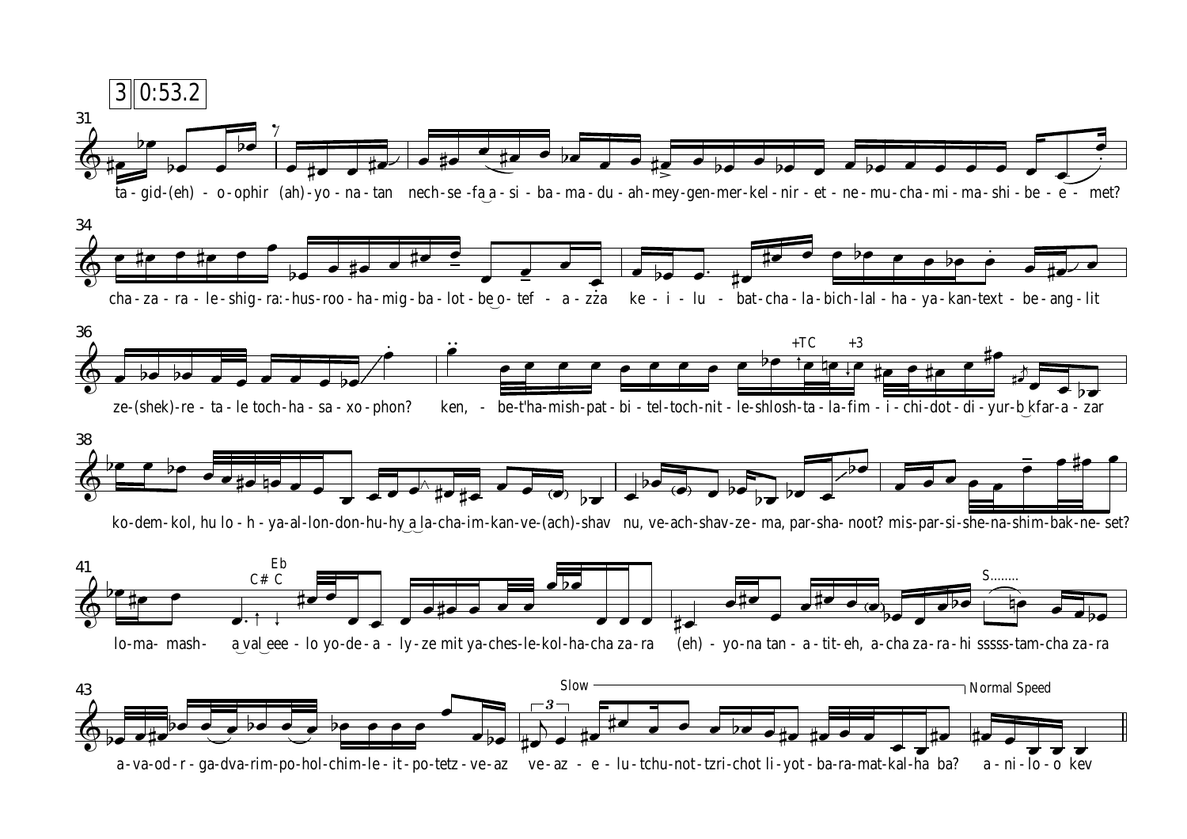3 0:53.2

31

ta - gid-(eh) - o-ophir (ah)-yo - na - tan nech-se -fa a - si - ba - ma - du - ah- mey-gen-mer-kel - nir - et - ne - mu - cha - mi - ma - shi - be - e - met?

34

cha - za - ra - le - shig - ra:- hus - roo - ha - mig - ba - lot - be o - tef - a - zza ke - i - lu - bat - cha - la - bich - lal - ha - ya - kan-text - be - ang - lit

36

+TC +3

ze-(shek)-re - ta - le toch - ha - sa - xo - phon? ken, - be-t'ha-mish-pat - bi - tel-toch-nit - le-shlosh-ta - la-fim - i - chi-dot - di - yur-b kfar-a - zar

38

ko-dem-kol, hu lo - h - ya-al-lon-don-hu-hy a la-cha-im-kan-ve-(ach)-shav nu, ve-ach-shav-ze - ma, par-sha- noot? mis-par-si-she-na-shim-bak-ne-set?

41

Eb
C# C

S........

lo-ma- mash- a val eee - lo yo-de - a - ly-ze mit ya-ches-le-kol-ha-cha za-ra (eh) - yo-na tan - a - tit-eh, a-cha za-ra-hi sssss-tam-cha za-ra

43

Slow Normal Speed

3

a-va-od-r - ga-dva-rim-po-hol-chim-le - it-po-tetz - ve-az ve-az - e - lu - tchu-not-tzri-chot li-yot-ba-ra-mat-kal-ha ba? a - ni - lo - o kev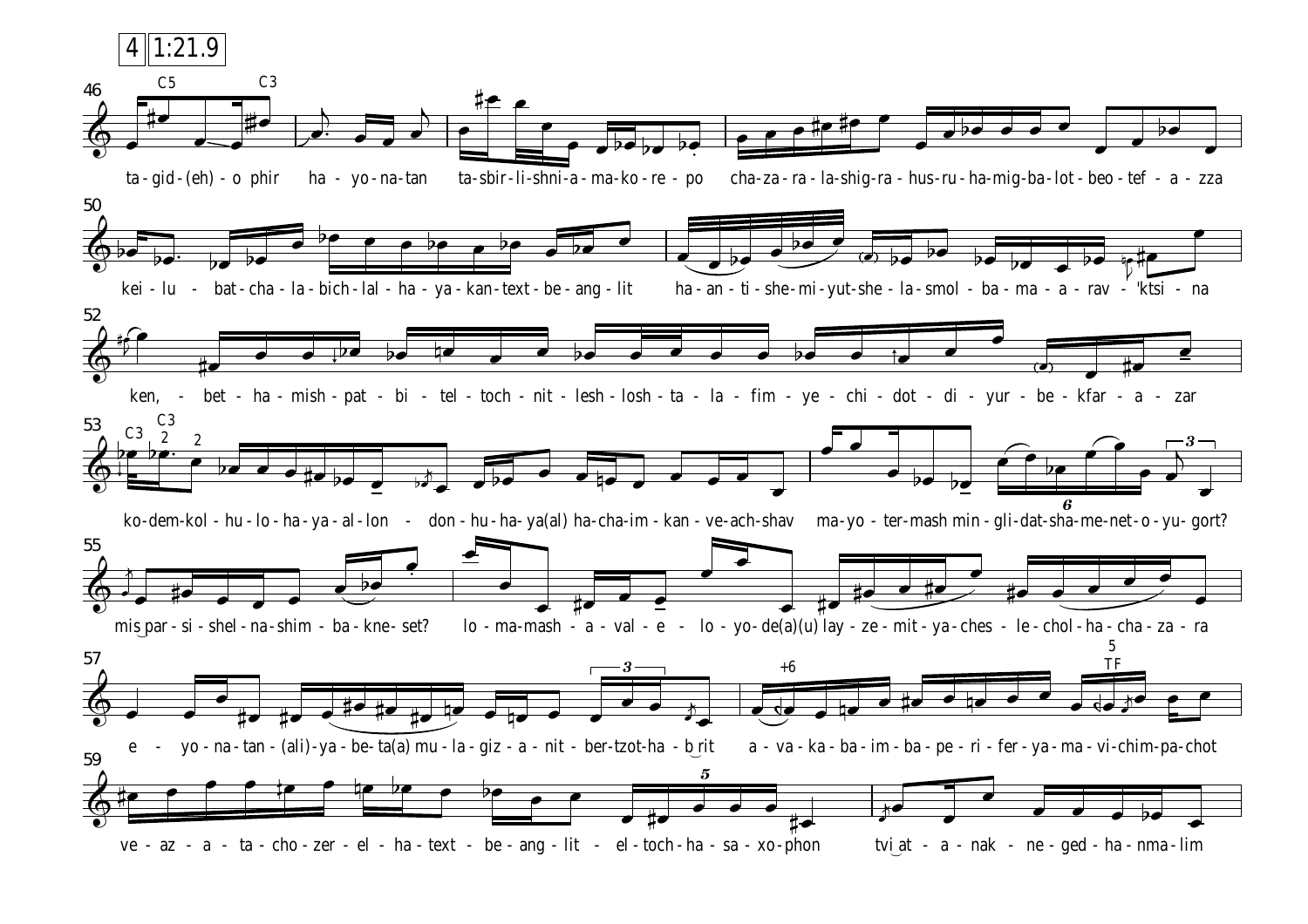4 | 1:21.9

46

ta - gid - (eh) - o phir ha - yo - na - tan ta - sbir - li - shni - a - ma - ko - re - po cha - za - ra - la - shig - ra - hus - ru - ha - mig - ba - lot - beo - tef - a - zza

50

kei - lu - bat - cha - la - bich - lal - ha - ya - kan - text - be - ang - lit ha - an - ti - she - mi - yut - she - la - smol - ba - ma - a - rav - 'ktsi - na

52

ken, - bet - ha - mish - pat - bi - tel - toch - nit - lesh - losh - ta - la - fim - ye - chi - dot - di - yur - be - kfar - a - zar

53

ko - dem - kol - hu - lo - ha - ya - al - lon - don - hu - ha - ya(al) ha - cha - im - kan - ve - ach - shav ma - yo - ter - mash min - gli - dat - sha - me - net - o - yu - gort?

55

mis par - si - shel - na - shim - ba - kne - set? lo - ma - mash - a - val - e - lo - yo - de(a)(u) lay - ze - mit - ya - ches - le - chol - ha - cha - za - ra

57

e - yo - na - tan - (ali) - ya - be - ta(a) mu - la - giz - a - nit - ber - tzot - ha - b rit a - va - ka - ba - im - ba - pe - ri - fer - ya - ma - vi - chim - pa - chot

59

ve - az - a - ta - cho - zer - el - ha - text - be - ang - lit - el - toch - ha - sa - xo - phon tvi at - a - nak - ne - ged - ha - nma - lim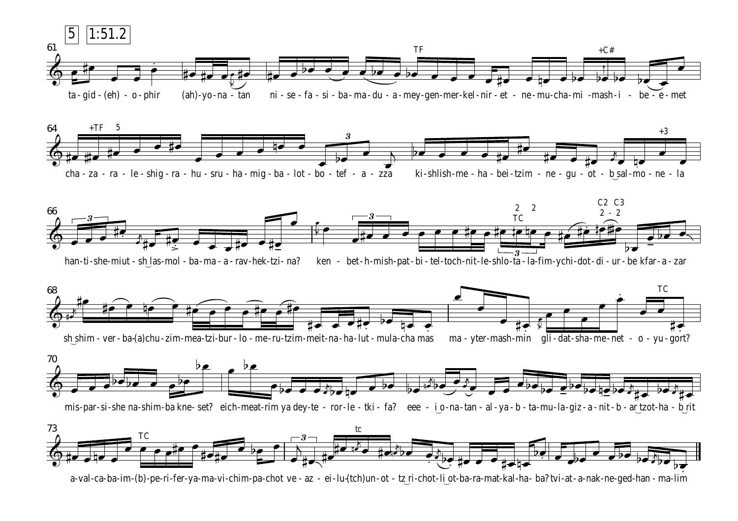5 1:51.2

61

ta-gid-(eh)-o-phir (ah)-yo-na-tan ni-se-fa-si-ba-ma-du-a-mey-gen-mer-kel-nir-et-ne-mu-cha-mi-mash-i-be-e-met

64

cha-za-ra-le-shig-ra-hu-sru-ha-mig-ba-lot-bo-tef-a-zza ki-shlish-me-ha-bei-tzim-ne-gu-ot-b sal-mo-ne-la

66

han-ti-she-miut-sh las-mol-ba-ma-a-rav-hek-tzi-na? ken-bet-h-mish-pat-bi-tel-toch-nit-le-shlo-ta-la-fim-ychi-dot-di-ur-be kfar-a-zar

68

sh shim-ver-ba-(a)chu-zim-mea-tzi-bur-lo-me-ru-tzim-meit-na-ha-lut-mula-cha mas ma-yter-mash-min gli-dat-sha-me-net-o-yu-gort?

70

mis-par-si-she na-shim-ba kne-set? eich-meat-rim ya dey-te-ror-le-tki-fa? eee-i o-na-tan-al-ya-b-ta-mu-la-giz-a-nit-b-ar tzot-ha-b rit

73

a-val-ca-ba-im-(b)-pe-ri-fer-ya-ma-vi-chim-pa-chot ve-az-ei-lu-(tch)un-ot-tz ri-chot-li ot-ba-ra-mat-kal-ha-ba? tvi-at-a-nak-ne-ged-han-ma-lim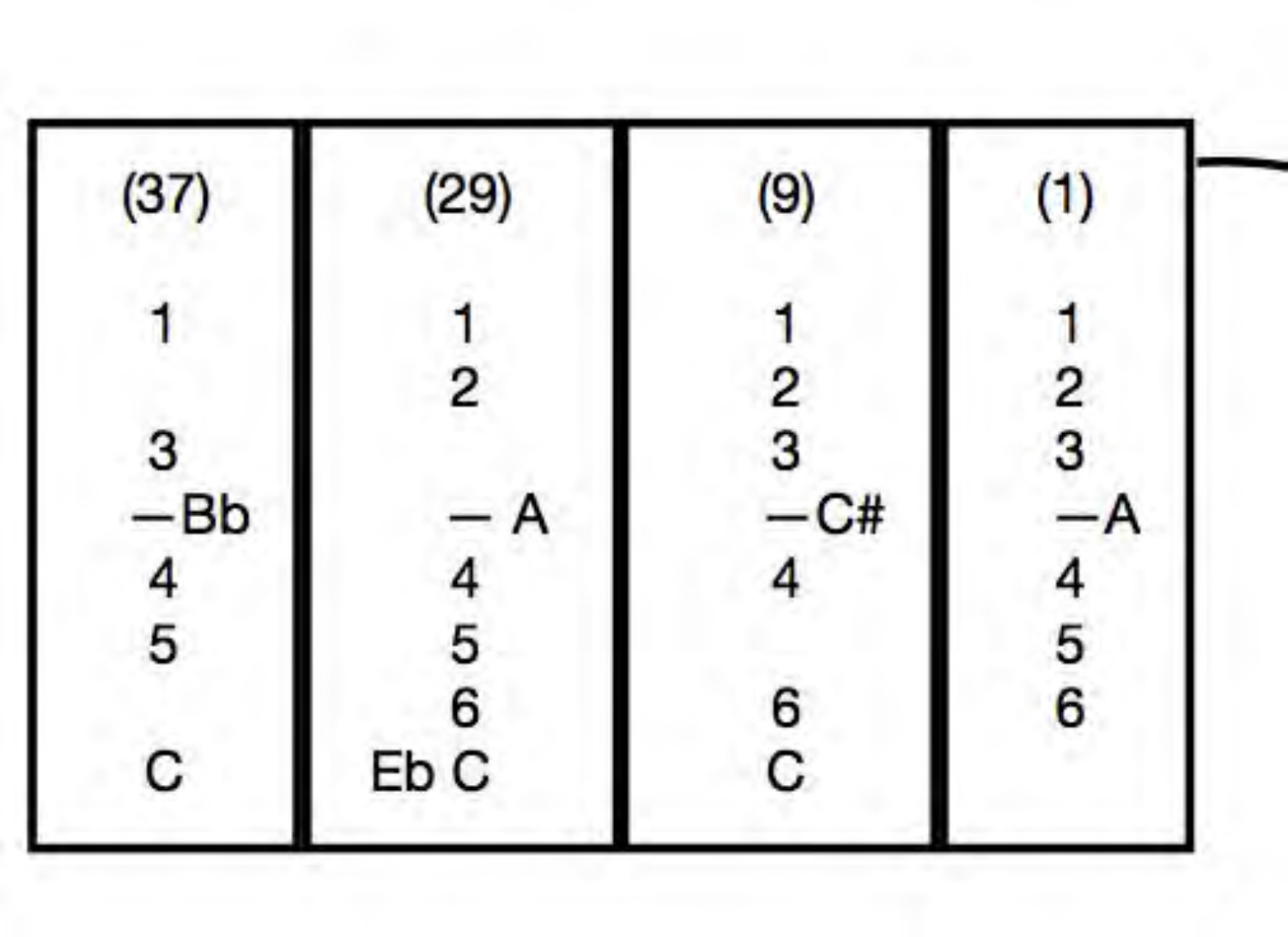| | | | |
|---|---|---|---|
| (37) | (29) | (9) | (1) |
| 1 | 1 | 1 | 1 |
| | 2 | 2 | 2 |
| 3 | | 3 | 3 |
| —Bb | — A | —C# | —A |
| 4 | 4 | 4 | 4 |
| 5 | 5 | | 5 |
| | 6 | 6 | 6 |
| C | Eb C | C | |